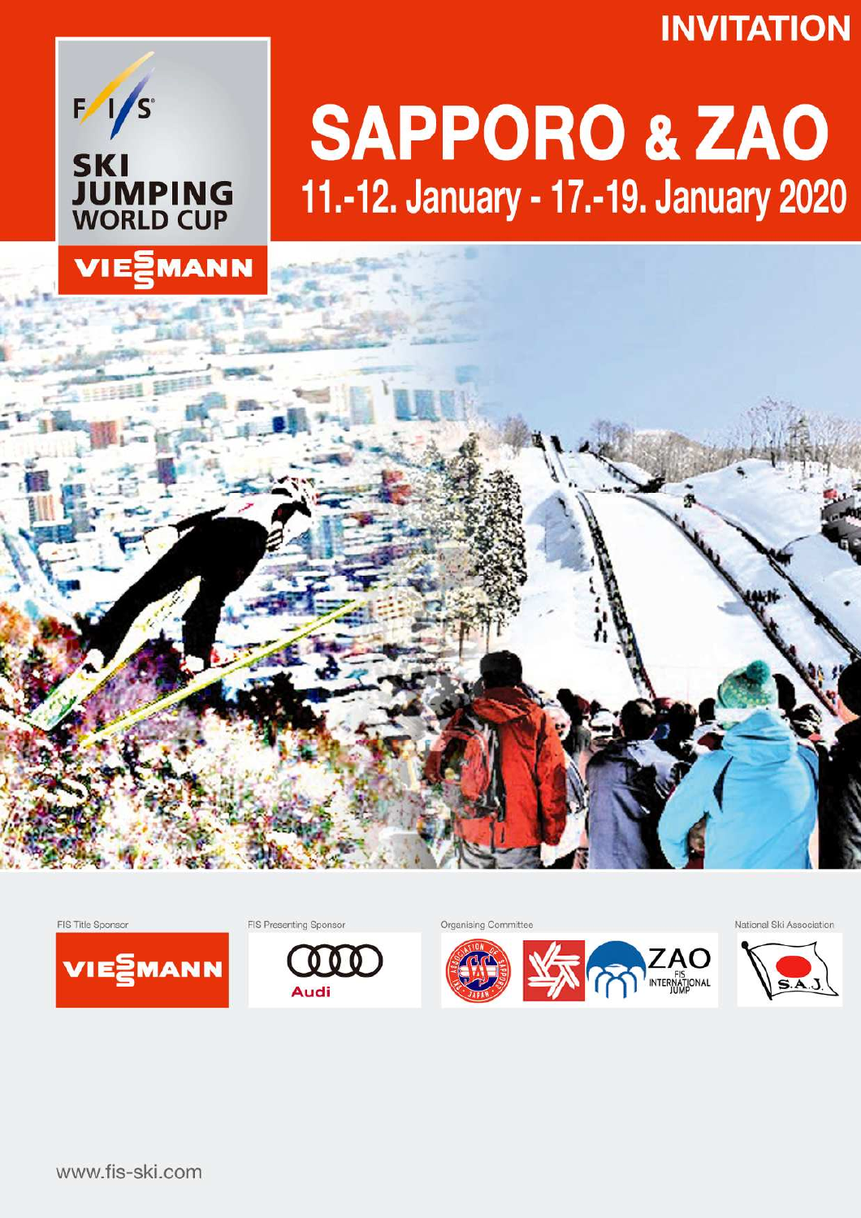INVITATION

# SAPPORO & ZAO

## 11.-12. January - 17.-19. January 2020

FIS SKI JUMPING WORLD CUP

VIESSMANN

FIS Title Sponsor

VIESSMANN

FIS Presenting Sponsor

Audi

Organising Committee

ZAO FIS INTERNATIONAL JUMP

National Ski Association

S.A.J.

www.fis-ski.com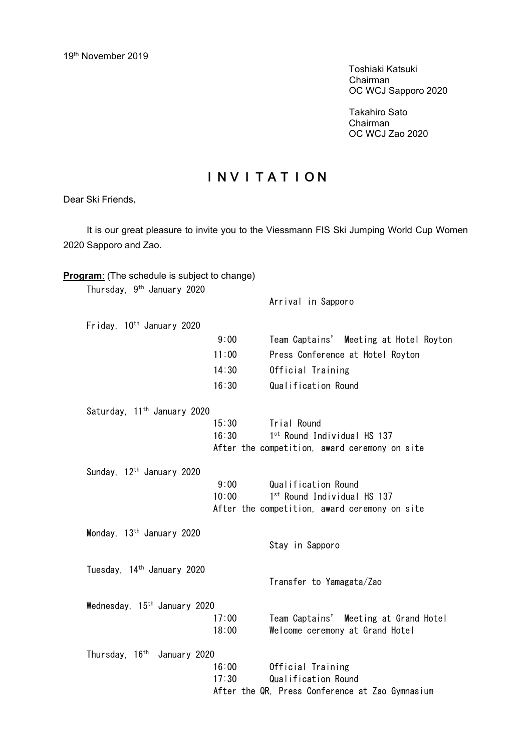19th November 2019

Toshiaki Katsuki
Chairman
OC WCJ Sapporo 2020

Takahiro Sato
Chairman
OC WCJ Zao 2020

# I N V I T A T I O N

Dear Ski Friends,

It is our great pleasure to invite you to the Viessmann FIS Ski Jumping World Cup Women 2020 Sapporo and Zao.

**Program**: (The schedule is subject to change)

Thursday, 9th January 2020

Arrival in Sapporo

Friday, 10th January 2020

| | |
|---|---|
| 9:00 | Team Captains' Meeting at Hotel Royton |
| 11:00 | Press Conference at Hotel Royton |
| 14:30 | Official Training |
| 16:30 | Qualification Round |

Saturday, 11th January 2020

| | |
|---|---|
| 15:30 | Trial Round |
| 16:30 | 1st Round Individual HS 137 |

After the competition, award ceremony on site

Sunday, 12th January 2020

| | |
|---|---|
| 9:00 | Qualification Round |
| 10:00 | 1st Round Individual HS 137 |

After the competition, award ceremony on site

Monday, 13th January 2020

Stay in Sapporo

Tuesday, 14th January 2020

Transfer to Yamagata/Zao

Wednesday, 15th January 2020

| | |
|---|---|
| 17:00 | Team Captains' Meeting at Grand Hotel |
| 18:00 | Welcome ceremony at Grand Hotel |

Thursday, 16th January 2020

| | |
|---|---|
| 16:00 | Official Training |
| 17:30 | Qualification Round |

After the QR, Press Conference at Zao Gymnasium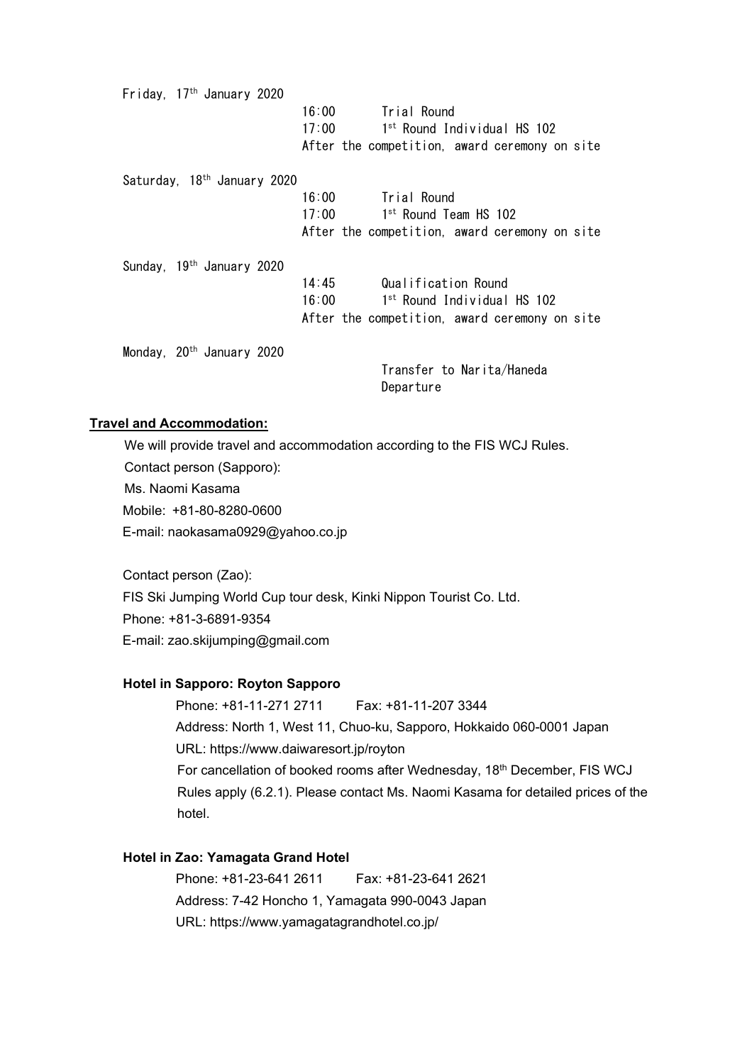Friday, 17th January 2020

| | | |
|---|---|---|
| 16:00 | Trial Round |
| 17:00 | 1st Round Individual HS 102 |
| After the competition, award ceremony on site | |

Saturday, 18th January 2020

| | |
|---|---|
| 16:00 | Trial Round |
| 17:00 | 1st Round Team HS 102 |
| After the competition, award ceremony on site | |

Sunday, 19th January 2020

| | |
|---|---|
| 14:45 | Qualification Round |
| 16:00 | 1st Round Individual HS 102 |
| After the competition, award ceremony on site | |

Monday, 20th January 2020

Transfer to Narita/Haneda
Departure

**Travel and Accommodation:**

We will provide travel and accommodation according to the FIS WCJ Rules.
Contact person (Sapporo):
Ms. Naomi Kasama
Mobile: +81-80-8280-0600
E-mail: naokasama0929@yahoo.co.jp

Contact person (Zao):
FIS Ski Jumping World Cup tour desk, Kinki Nippon Tourist Co. Ltd.
Phone: +81-3-6891-9354
E-mail: zao.skijumping@gmail.com

**Hotel in Sapporo: Royton Sapporo**

Phone: +81-11-271 2711 Fax: +81-11-207 3344
Address: North 1, West 11, Chuo-ku, Sapporo, Hokkaido 060-0001 Japan
URL: https://www.daiwaresort.jp/royton
For cancellation of booked rooms after Wednesday, 18th December, FIS WCJ Rules apply (6.2.1). Please contact Ms. Naomi Kasama for detailed prices of the hotel.

**Hotel in Zao: Yamagata Grand Hotel**

Phone: +81-23-641 2611 Fax: +81-23-641 2621
Address: 7-42 Honcho 1, Yamagata 990-0043 Japan
URL: https://www.yamagatagrandhotel.co.jp/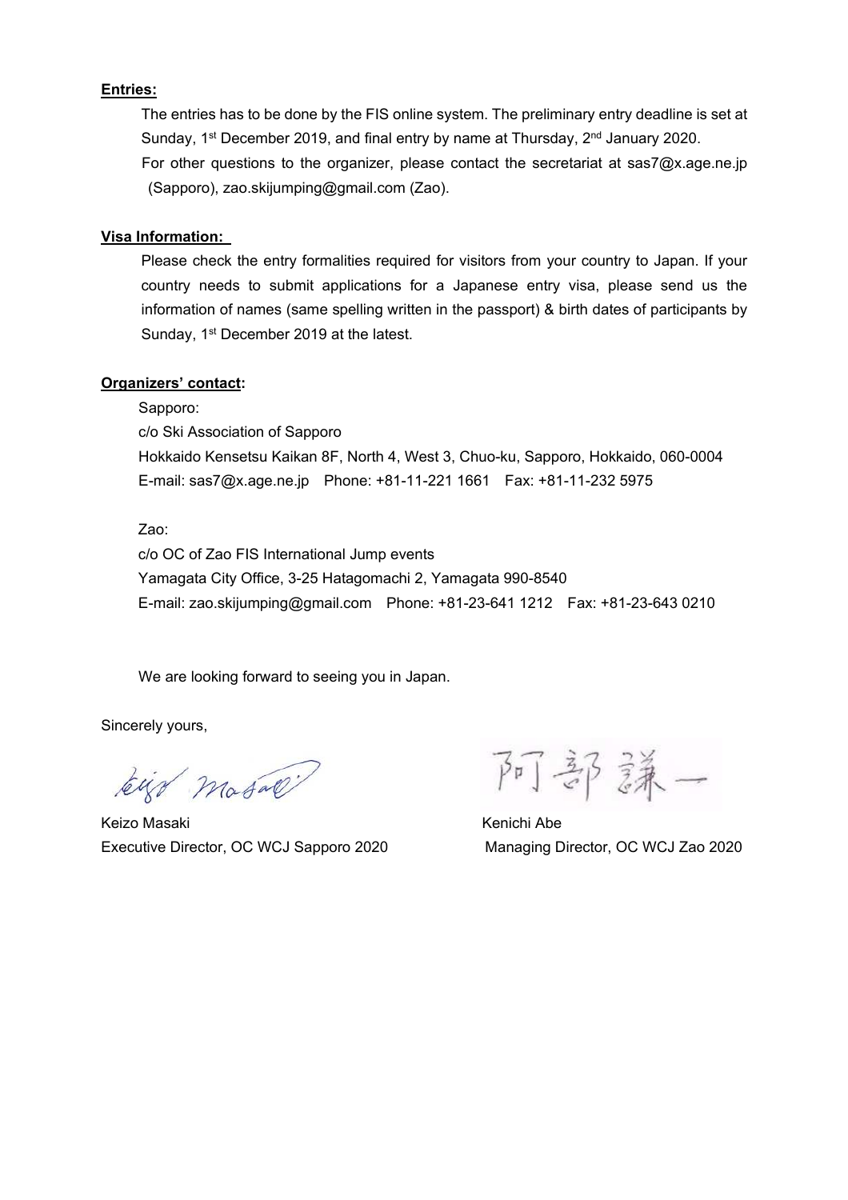**Entries:**

The entries has to be done by the FIS online system. The preliminary entry deadline is set at Sunday, 1st December 2019, and final entry by name at Thursday, 2nd January 2020.

For other questions to the organizer, please contact the secretariat at sas7@x.age.ne.jp (Sapporo), zao.skijumping@gmail.com (Zao).

**Visa Information:**

Please check the entry formalities required for visitors from your country to Japan. If your country needs to submit applications for a Japanese entry visa, please send us the information of names (same spelling written in the passport) & birth dates of participants by Sunday, 1st December 2019 at the latest.

**Organizers' contact:**

Sapporo:
c/o Ski Association of Sapporo
Hokkaido Kensetsu Kaikan 8F, North 4, West 3, Chuo-ku, Sapporo, Hokkaido, 060-0004
E-mail: sas7@x.age.ne.jp  Phone: +81-11-221 1661  Fax: +81-11-232 5975

Zao:
c/o OC of Zao FIS International Jump events
Yamagata City Office, 3-25 Hatagomachi 2, Yamagata 990-8540
E-mail: zao.skijumping@gmail.com  Phone: +81-23-641 1212  Fax: +81-23-643 0210

We are looking forward to seeing you in Japan.

Sincerely yours,

Keizo Masaki
Executive Director, OC WCJ Sapporo 2020

阿部謙一

Kenichi Abe
Managing Director, OC WCJ Zao 2020